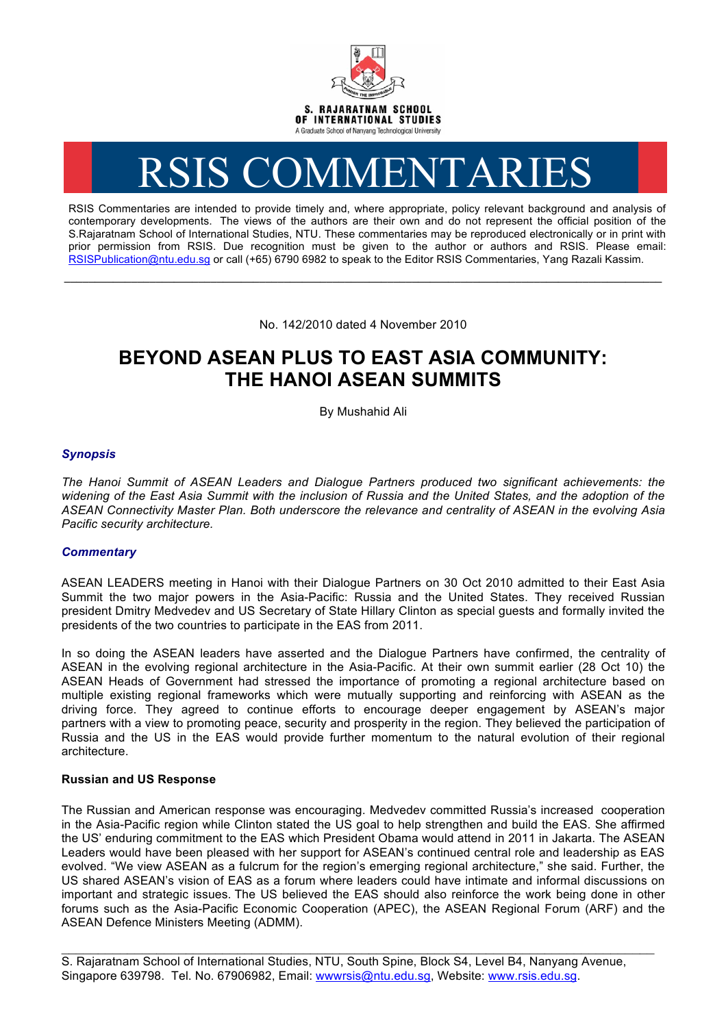S. RAJARATNAM SCHOOL OF INTERNATIONAL STUDIES
A Graduate School of Nanyang Technological University

# RSIS COMMENTARIES

RSIS Commentaries are intended to provide timely and, where appropriate, policy relevant background and analysis of contemporary developments. The views of the authors are their own and do not represent the official position of the S.Rajaratnam School of International Studies, NTU. These commentaries may be reproduced electronically or in print with prior permission from RSIS. Due recognition must be given to the author or authors and RSIS. Please email: RSISPublication@ntu.edu.sg or call (+65) 6790 6982 to speak to the Editor RSIS Commentaries, Yang Razali Kassim.

---

No. 142/2010 dated 4 November 2010

## BEYOND ASEAN PLUS TO EAST ASIA COMMUNITY: THE HANOI ASEAN SUMMITS

By Mushahid Ali

### *Synopsis*

*The Hanoi Summit of ASEAN Leaders and Dialogue Partners produced two significant achievements: the widening of the East Asia Summit with the inclusion of Russia and the United States, and the adoption of the ASEAN Connectivity Master Plan. Both underscore the relevance and centrality of ASEAN in the evolving Asia Pacific security architecture.*

### *Commentary*

ASEAN LEADERS meeting in Hanoi with their Dialogue Partners on 30 Oct 2010 admitted to their East Asia Summit the two major powers in the Asia-Pacific: Russia and the United States. They received Russian president Dmitry Medvedev and US Secretary of State Hillary Clinton as special guests and formally invited the presidents of the two countries to participate in the EAS from 2011.

In so doing the ASEAN leaders have asserted and the Dialogue Partners have confirmed, the centrality of ASEAN in the evolving regional architecture in the Asia-Pacific. At their own summit earlier (28 Oct 10) the ASEAN Heads of Government had stressed the importance of promoting a regional architecture based on multiple existing regional frameworks which were mutually supporting and reinforcing with ASEAN as the driving force. They agreed to continue efforts to encourage deeper engagement by ASEAN's major partners with a view to promoting peace, security and prosperity in the region. They believed the participation of Russia and the US in the EAS would provide further momentum to the natural evolution of their regional architecture.

**Russian and US Response**

The Russian and American response was encouraging. Medvedev committed Russia's increased cooperation in the Asia-Pacific region while Clinton stated the US goal to help strengthen and build the EAS. She affirmed the US' enduring commitment to the EAS which President Obama would attend in 2011 in Jakarta. The ASEAN Leaders would have been pleased with her support for ASEAN's continued central role and leadership as EAS evolved. "We view ASEAN as a fulcrum for the region's emerging regional architecture," she said. Further, the US shared ASEAN's vision of EAS as a forum where leaders could have intimate and informal discussions on important and strategic issues. The US believed the EAS should also reinforce the work being done in other forums such as the Asia-Pacific Economic Cooperation (APEC), the ASEAN Regional Forum (ARF) and the ASEAN Defence Ministers Meeting (ADMM).

---

S. Rajaratnam School of International Studies, NTU, South Spine, Block S4, Level B4, Nanyang Avenue, Singapore 639798. Tel. No. 67906982, Email: wwwrsis@ntu.edu.sg, Website: www.rsis.edu.sg.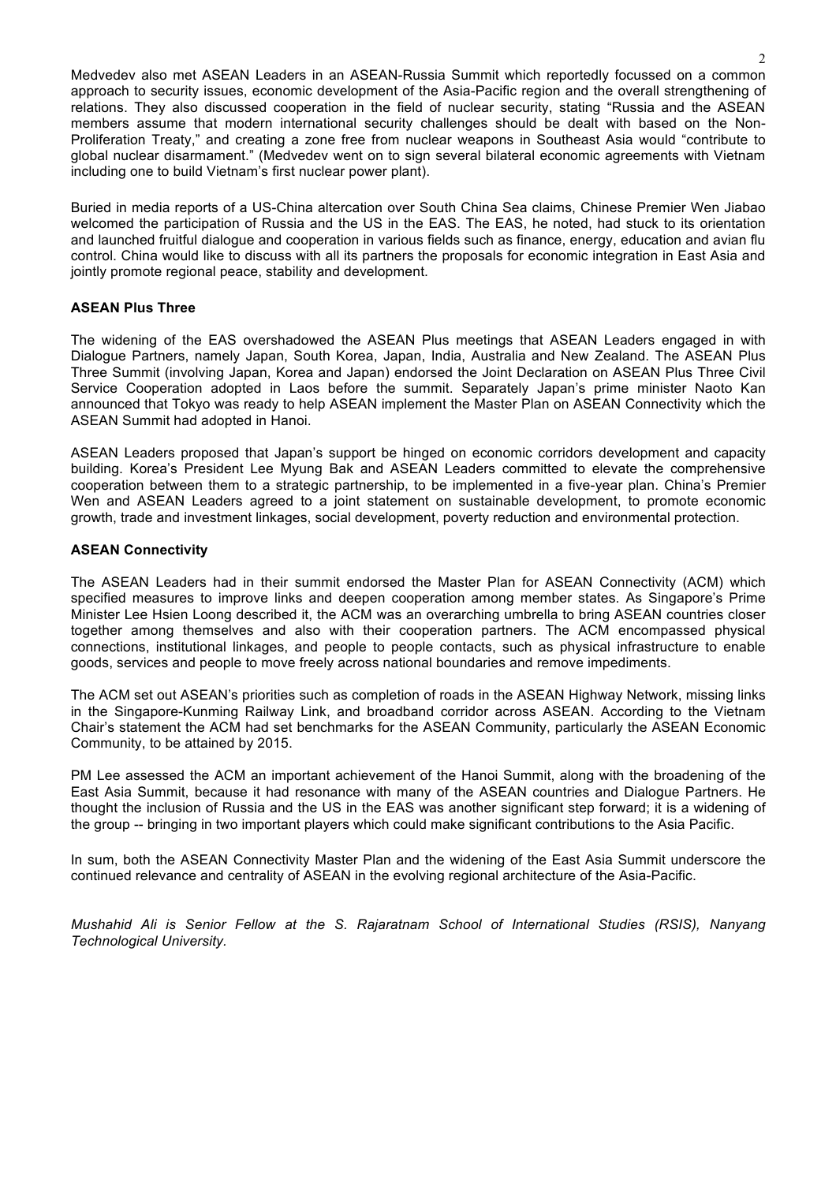Medvedev also met ASEAN Leaders in an ASEAN-Russia Summit which reportedly focussed on a common approach to security issues, economic development of the Asia-Pacific region and the overall strengthening of relations. They also discussed cooperation in the field of nuclear security, stating "Russia and the ASEAN members assume that modern international security challenges should be dealt with based on the Non-Proliferation Treaty," and creating a zone free from nuclear weapons in Southeast Asia would "contribute to global nuclear disarmament." (Medvedev went on to sign several bilateral economic agreements with Vietnam including one to build Vietnam's first nuclear power plant).

Buried in media reports of a US-China altercation over South China Sea claims, Chinese Premier Wen Jiabao welcomed the participation of Russia and the US in the EAS. The EAS, he noted, had stuck to its orientation and launched fruitful dialogue and cooperation in various fields such as finance, energy, education and avian flu control. China would like to discuss with all its partners the proposals for economic integration in East Asia and jointly promote regional peace, stability and development.

**ASEAN Plus Three**

The widening of the EAS overshadowed the ASEAN Plus meetings that ASEAN Leaders engaged in with Dialogue Partners, namely Japan, South Korea, Japan, India, Australia and New Zealand. The ASEAN Plus Three Summit (involving Japan, Korea and Japan) endorsed the Joint Declaration on ASEAN Plus Three Civil Service Cooperation adopted in Laos before the summit. Separately Japan's prime minister Naoto Kan announced that Tokyo was ready to help ASEAN implement the Master Plan on ASEAN Connectivity which the ASEAN Summit had adopted in Hanoi.

ASEAN Leaders proposed that Japan's support be hinged on economic corridors development and capacity building. Korea's President Lee Myung Bak and ASEAN Leaders committed to elevate the comprehensive cooperation between them to a strategic partnership, to be implemented in a five-year plan. China's Premier Wen and ASEAN Leaders agreed to a joint statement on sustainable development, to promote economic growth, trade and investment linkages, social development, poverty reduction and environmental protection.

**ASEAN Connectivity**

The ASEAN Leaders had in their summit endorsed the Master Plan for ASEAN Connectivity (ACM) which specified measures to improve links and deepen cooperation among member states. As Singapore's Prime Minister Lee Hsien Loong described it, the ACM was an overarching umbrella to bring ASEAN countries closer together among themselves and also with their cooperation partners. The ACM encompassed physical connections, institutional linkages, and people to people contacts, such as physical infrastructure to enable goods, services and people to move freely across national boundaries and remove impediments.

The ACM set out ASEAN's priorities such as completion of roads in the ASEAN Highway Network, missing links in the Singapore-Kunming Railway Link, and broadband corridor across ASEAN. According to the Vietnam Chair's statement the ACM had set benchmarks for the ASEAN Community, particularly the ASEAN Economic Community, to be attained by 2015.

PM Lee assessed the ACM an important achievement of the Hanoi Summit, along with the broadening of the East Asia Summit, because it had resonance with many of the ASEAN countries and Dialogue Partners. He thought the inclusion of Russia and the US in the EAS was another significant step forward; it is a widening of the group -- bringing in two important players which could make significant contributions to the Asia Pacific.

In sum, both the ASEAN Connectivity Master Plan and the widening of the East Asia Summit underscore the continued relevance and centrality of ASEAN in the evolving regional architecture of the Asia-Pacific.

*Mushahid Ali is Senior Fellow at the S. Rajaratnam School of International Studies (RSIS), Nanyang Technological University.*